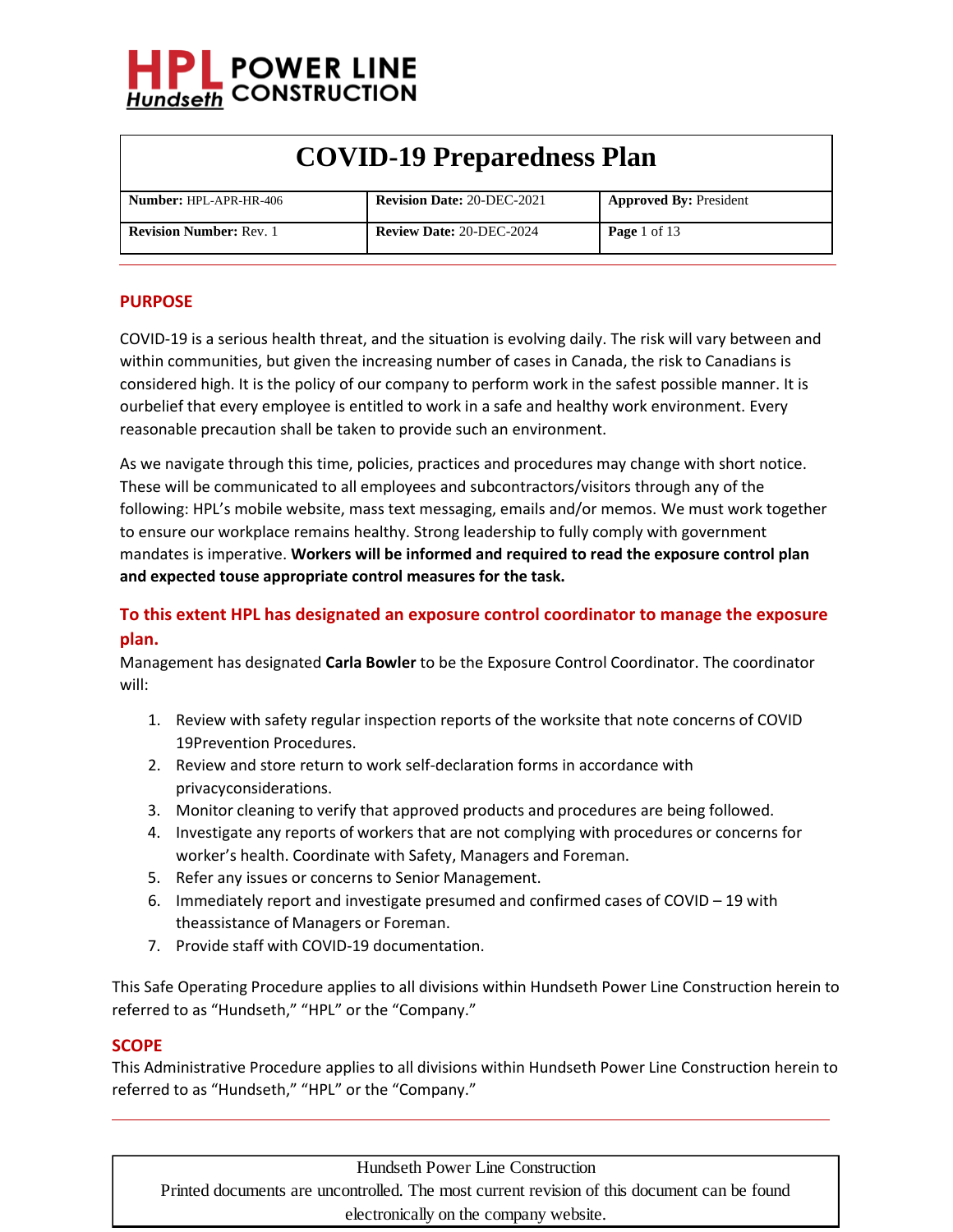HPL Hundseth POWER LINE CONSTRUCTION

# COVID-19 Preparedness Plan

| **Number:** HPL-APR-HR-406 | **Revision Date:** 20-DEC-2021 | **Approved By:** President |
| --- | --- | --- |
| **Revision Number:** Rev. 1 | **Review Date:** 20-DEC-2024 | **Page** 1 of 13 |

## PURPOSE

COVID-19 is a serious health threat, and the situation is evolving daily. The risk will vary between and within communities, but given the increasing number of cases in Canada, the risk to Canadians is considered high. It is the policy of our company to perform work in the safest possible manner. It is ourbelief that every employee is entitled to work in a safe and healthy work environment. Every reasonable precaution shall be taken to provide such an environment.

As we navigate through this time, policies, practices and procedures may change with short notice. These will be communicated to all employees and subcontractors/visitors through any of the following: HPL's mobile website, mass text messaging, emails and/or memos. We must work together to ensure our workplace remains healthy. Strong leadership to fully comply with government mandates is imperative. **Workers will be informed and required to read the exposure control plan and expected touse appropriate control measures for the task.**

### To this extent HPL has designated an exposure control coordinator to manage the exposure plan.

Management has designated **Carla Bowler** to be the Exposure Control Coordinator. The coordinator will:

1. Review with safety regular inspection reports of the worksite that note concerns of COVID 19Prevention Procedures.
2. Review and store return to work self-declaration forms in accordance with privacyconsiderations.
3. Monitor cleaning to verify that approved products and procedures are being followed.
4. Investigate any reports of workers that are not complying with procedures or concerns for worker's health. Coordinate with Safety, Managers and Foreman.
5. Refer any issues or concerns to Senior Management.
6. Immediately report and investigate presumed and confirmed cases of COVID – 19 with theassistance of Managers or Foreman.
7. Provide staff with COVID-19 documentation.

This Safe Operating Procedure applies to all divisions within Hundseth Power Line Construction herein to referred to as "Hundseth," "HPL" or the "Company."

## SCOPE

This Administrative Procedure applies to all divisions within Hundseth Power Line Construction herein to referred to as "Hundseth," "HPL" or the "Company."

Hundseth Power Line Construction
Printed documents are uncontrolled. The most current revision of this document can be found electronically on the company website.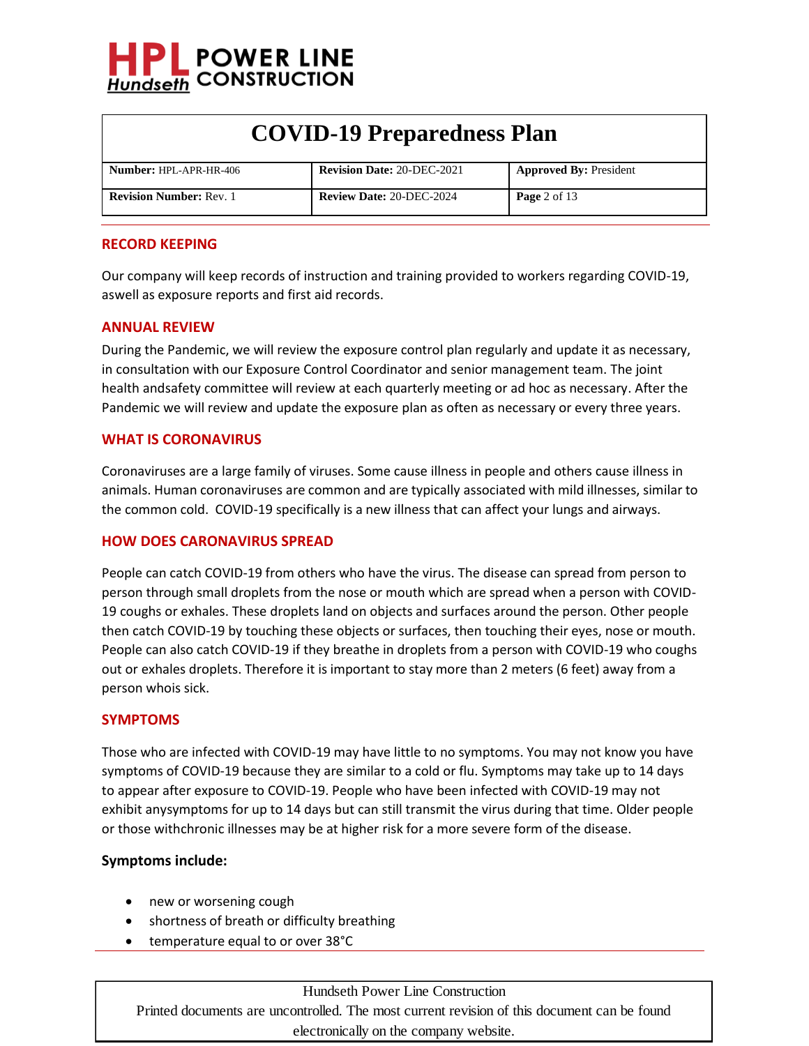## RECORD KEEPING

Our company will keep records of instruction and training provided to workers regarding COVID-19, aswell as exposure reports and first aid records.

## ANNUAL REVIEW

During the Pandemic, we will review the exposure control plan regularly and update it as necessary, in consultation with our Exposure Control Coordinator and senior management team. The joint health andsafety committee will review at each quarterly meeting or ad hoc as necessary. After the Pandemic we will review and update the exposure plan as often as necessary or every three years.

## WHAT IS CORONAVIRUS

Coronaviruses are a large family of viruses. Some cause illness in people and others cause illness in animals. Human coronaviruses are common and are typically associated with mild illnesses, similar to the common cold. COVID-19 specifically is a new illness that can affect your lungs and airways.

## HOW DOES CARONAVIRUS SPREAD

People can catch COVID-19 from others who have the virus. The disease can spread from person to person through small droplets from the nose or mouth which are spread when a person with COVID-19 coughs or exhales. These droplets land on objects and surfaces around the person. Other people then catch COVID-19 by touching these objects or surfaces, then touching their eyes, nose or mouth. People can also catch COVID-19 if they breathe in droplets from a person with COVID-19 who coughs out or exhales droplets. Therefore it is important to stay more than 2 meters (6 feet) away from a person whois sick.

## SYMPTOMS

Those who are infected with COVID-19 may have little to no symptoms. You may not know you have symptoms of COVID-19 because they are similar to a cold or flu. Symptoms may take up to 14 days to appear after exposure to COVID-19. People who have been infected with COVID-19 may not exhibit anysymptoms for up to 14 days but can still transmit the virus during that time. Older people or those withchronic illnesses may be at higher risk for a more severe form of the disease.

**Symptoms include:**

- new or worsening cough
- shortness of breath or difficulty breathing
- temperature equal to or over 38°C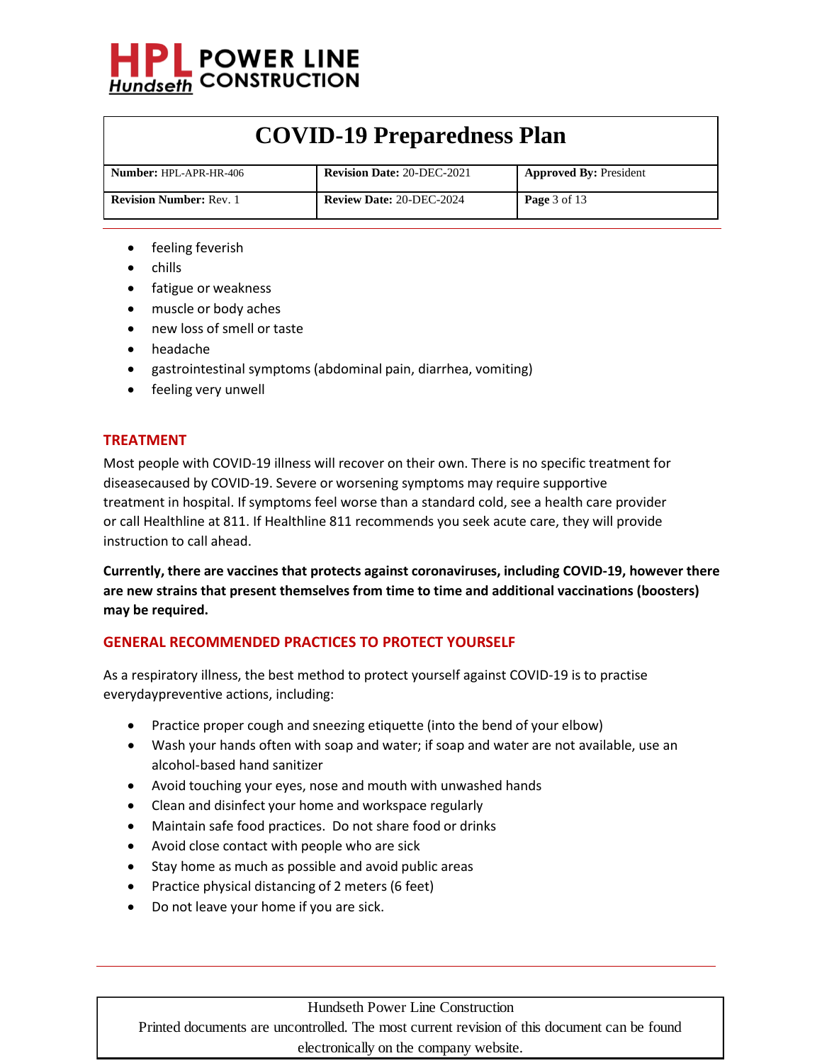- feeling feverish
- chills
- fatigue or weakness
- muscle or body aches
- new loss of smell or taste
- headache
- gastrointestinal symptoms (abdominal pain, diarrhea, vomiting)
- feeling very unwell

## TREATMENT

Most people with COVID-19 illness will recover on their own. There is no specific treatment for diseasecaused by COVID-19. Severe or worsening symptoms may require supportive treatment in hospital. If symptoms feel worse than a standard cold, see a health care provider or call Healthline at 811. If Healthline 811 recommends you seek acute care, they will provide instruction to call ahead.

**Currently, there are vaccines that protects against coronaviruses, including COVID-19, however there are new strains that present themselves from time to time and additional vaccinations (boosters) may be required.**

## GENERAL RECOMMENDED PRACTICES TO PROTECT YOURSELF

As a respiratory illness, the best method to protect yourself against COVID-19 is to practise everydaypreventive actions, including:

- Practice proper cough and sneezing etiquette (into the bend of your elbow)
- Wash your hands often with soap and water; if soap and water are not available, use an alcohol-based hand sanitizer
- Avoid touching your eyes, nose and mouth with unwashed hands
- Clean and disinfect your home and workspace regularly
- Maintain safe food practices. Do not share food or drinks
- Avoid close contact with people who are sick
- Stay home as much as possible and avoid public areas
- Practice physical distancing of 2 meters (6 feet)
- Do not leave your home if you are sick.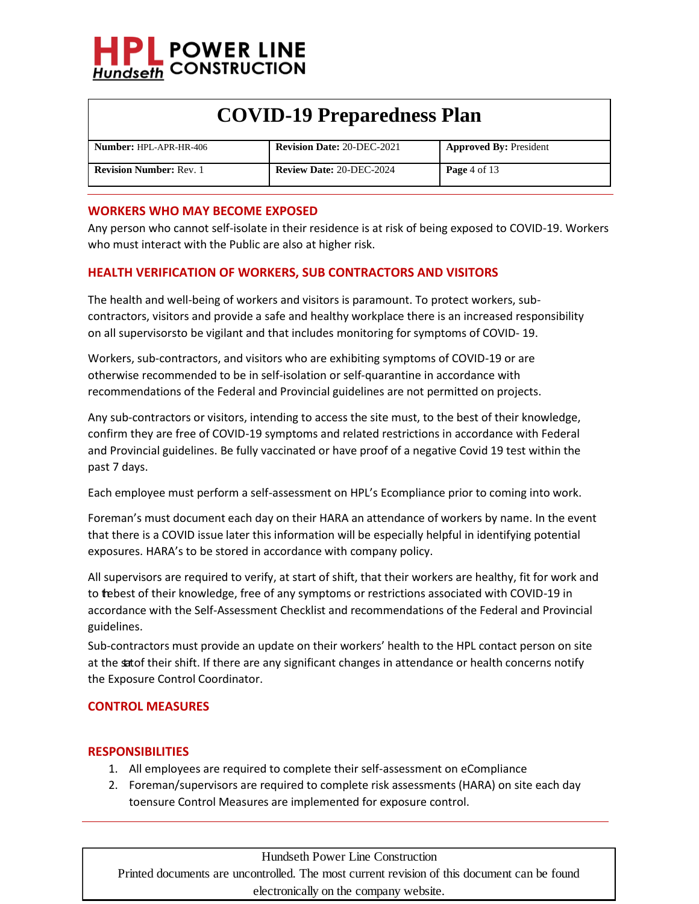## WORKERS WHO MAY BECOME EXPOSED

Any person who cannot self-isolate in their residence is at risk of being exposed to COVID-19. Workers who must interact with the Public are also at higher risk.

## HEALTH VERIFICATION OF WORKERS, SUB CONTRACTORS AND VISITORS

The health and well-being of workers and visitors is paramount. To protect workers, sub-contractors, visitors and provide a safe and healthy workplace there is an increased responsibility on all supervisorsto be vigilant and that includes monitoring for symptoms of COVID- 19.

Workers, sub-contractors, and visitors who are exhibiting symptoms of COVID-19 or are otherwise recommended to be in self-isolation or self-quarantine in accordance with recommendations of the Federal and Provincial guidelines are not permitted on projects.

Any sub-contractors or visitors, intending to access the site must, to the best of their knowledge, confirm they are free of COVID-19 symptoms and related restrictions in accordance with Federal and Provincial guidelines. Be fully vaccinated or have proof of a negative Covid 19 test within the past 7 days.

Each employee must perform a self-assessment on HPL's Ecompliance prior to coming into work.

Foreman's must document each day on their HARA an attendance of workers by name. In the event that there is a COVID issue later this information will be especially helpful in identifying potential exposures. HARA's to be stored in accordance with company policy.

All supervisors are required to verify, at start of shift, that their workers are healthy, fit for work and to thebest of their knowledge, free of any symptoms or restrictions associated with COVID-19 in accordance with the Self-Assessment Checklist and recommendations of the Federal and Provincial guidelines.

Sub-contractors must provide an update on their workers' health to the HPL contact person on site at the startof their shift. If there are any significant changes in attendance or health concerns notify the Exposure Control Coordinator.

## CONTROL MEASURES

## RESPONSIBILITIES

1. All employees are required to complete their self-assessment on eCompliance
2. Foreman/supervisors are required to complete risk assessments (HARA) on site each day toensure Control Measures are implemented for exposure control.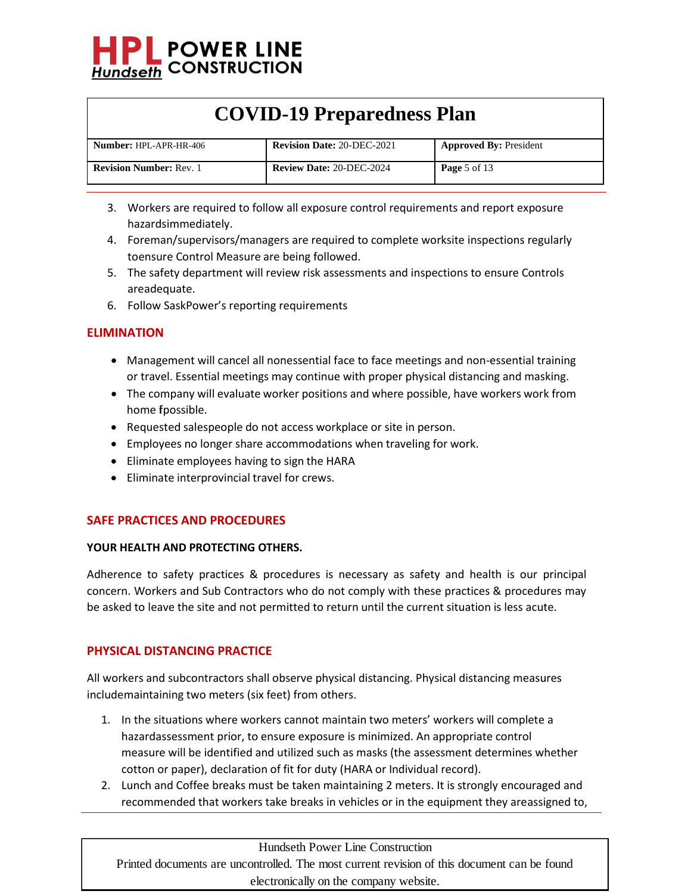3. Workers are required to follow all exposure control requirements and report exposure hazardsimmediately.
4. Foreman/supervisors/managers are required to complete worksite inspections regularly toensure Control Measure are being followed.
5. The safety department will review risk assessments and inspections to ensure Controls areadequate.
6. Follow SaskPower's reporting requirements

## ELIMINATION

- Management will cancel all nonessential face to face meetings and non-essential training or travel. Essential meetings may continue with proper physical distancing and masking.
- The company will evaluate worker positions and where possible, have workers work from home fpossible.
- Requested salespeople do not access workplace or site in person.
- Employees no longer share accommodations when traveling for work.
- Eliminate employees having to sign the HARA
- Eliminate interprovincial travel for crews.

## SAFE PRACTICES AND PROCEDURES

**YOUR HEALTH AND PROTECTING OTHERS.**

Adherence to safety practices & procedures is necessary as safety and health is our principal concern. Workers and Sub Contractors who do not comply with these practices & procedures may be asked to leave the site and not permitted to return until the current situation is less acute.

## PHYSICAL DISTANCING PRACTICE

All workers and subcontractors shall observe physical distancing. Physical distancing measures includemaintaining two meters (six feet) from others.

1. In the situations where workers cannot maintain two meters' workers will complete a hazardassessment prior, to ensure exposure is minimized. An appropriate control measure will be identified and utilized such as masks (the assessment determines whether cotton or paper), declaration of fit for duty (HARA or Individual record).
2. Lunch and Coffee breaks must be taken maintaining 2 meters. It is strongly encouraged and recommended that workers take breaks in vehicles or in the equipment they areassigned to,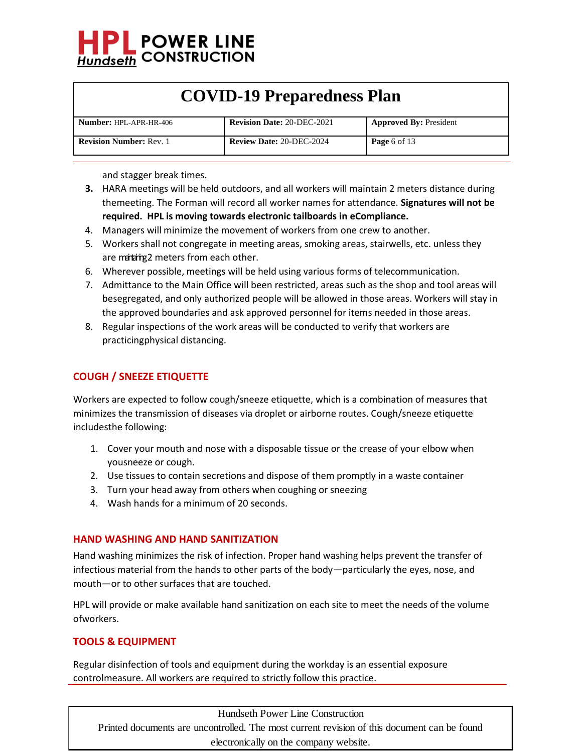and stagger break times.

3. HARA meetings will be held outdoors, and all workers will maintain 2 meters distance during themeeting. The Forman will record all worker names for attendance. **Signatures will not be required. HPL is moving towards electronic tailboards in eCompliance.**
4. Managers will minimize the movement of workers from one crew to another.
5. Workers shall not congregate in meeting areas, smoking areas, stairwells, etc. unless they are maintaining 2 meters from each other.
6. Wherever possible, meetings will be held using various forms of telecommunication.
7. Admittance to the Main Office will been restricted, areas such as the shop and tool areas will besegregated, and only authorized people will be allowed in those areas. Workers will stay in the approved boundaries and ask approved personnel for items needed in those areas.
8. Regular inspections of the work areas will be conducted to verify that workers are practicingphysical distancing.

## COUGH / SNEEZE ETIQUETTE

Workers are expected to follow cough/sneeze etiquette, which is a combination of measures that minimizes the transmission of diseases via droplet or airborne routes. Cough/sneeze etiquette includesthe following:

1. Cover your mouth and nose with a disposable tissue or the crease of your elbow when yousneeze or cough.
2. Use tissues to contain secretions and dispose of them promptly in a waste container
3. Turn your head away from others when coughing or sneezing
4. Wash hands for a minimum of 20 seconds.

## HAND WASHING AND HAND SANITIZATION

Hand washing minimizes the risk of infection. Proper hand washing helps prevent the transfer of infectious material from the hands to other parts of the body—particularly the eyes, nose, and mouth—or to other surfaces that are touched.

HPL will provide or make available hand sanitization on each site to meet the needs of the volume ofworkers.

## TOOLS & EQUIPMENT

Regular disinfection of tools and equipment during the workday is an essential exposure controlmeasure. All workers are required to strictly follow this practice.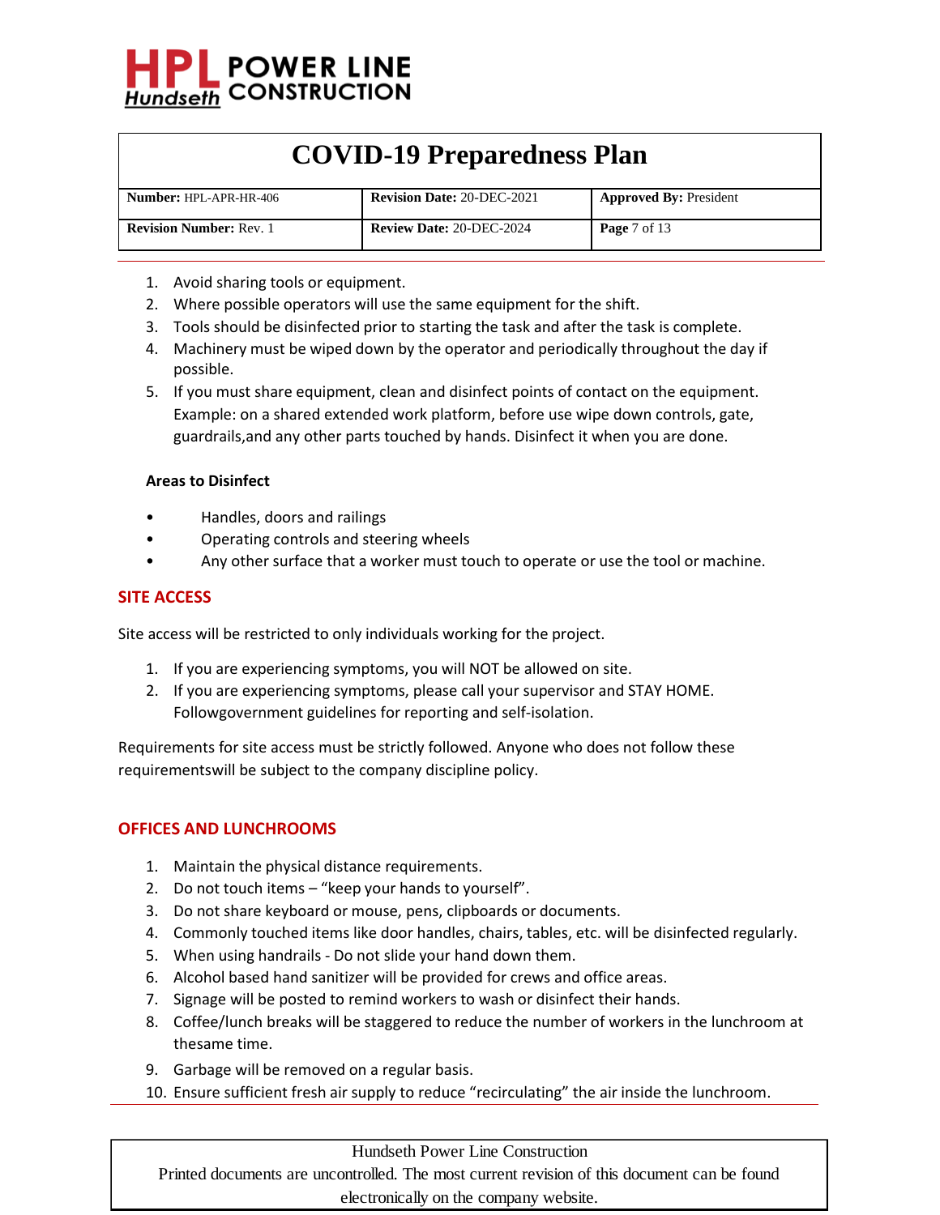1. Avoid sharing tools or equipment.
2. Where possible operators will use the same equipment for the shift.
3. Tools should be disinfected prior to starting the task and after the task is complete.
4. Machinery must be wiped down by the operator and periodically throughout the day if possible.
5. If you must share equipment, clean and disinfect points of contact on the equipment. Example: on a shared extended work platform, before use wipe down controls, gate, guardrails,and any other parts touched by hands. Disinfect it when you are done.

**Areas to Disinfect**

- Handles, doors and railings
- Operating controls and steering wheels
- Any other surface that a worker must touch to operate or use the tool or machine.

## SITE ACCESS

Site access will be restricted to only individuals working for the project.

1. If you are experiencing symptoms, you will NOT be allowed on site.
2. If you are experiencing symptoms, please call your supervisor and STAY HOME. Followgovernment guidelines for reporting and self-isolation.

Requirements for site access must be strictly followed. Anyone who does not follow these requirementswill be subject to the company discipline policy.

## OFFICES AND LUNCHROOMS

1. Maintain the physical distance requirements.
2. Do not touch items – “keep your hands to yourself”.
3. Do not share keyboard or mouse, pens, clipboards or documents.
4. Commonly touched items like door handles, chairs, tables, etc. will be disinfected regularly.
5. When using handrails - Do not slide your hand down them.
6. Alcohol based hand sanitizer will be provided for crews and office areas.
7. Signage will be posted to remind workers to wash or disinfect their hands.
8. Coffee/lunch breaks will be staggered to reduce the number of workers in the lunchroom at thesame time.
9. Garbage will be removed on a regular basis.
10. Ensure sufficient fresh air supply to reduce “recirculating” the air inside the lunchroom.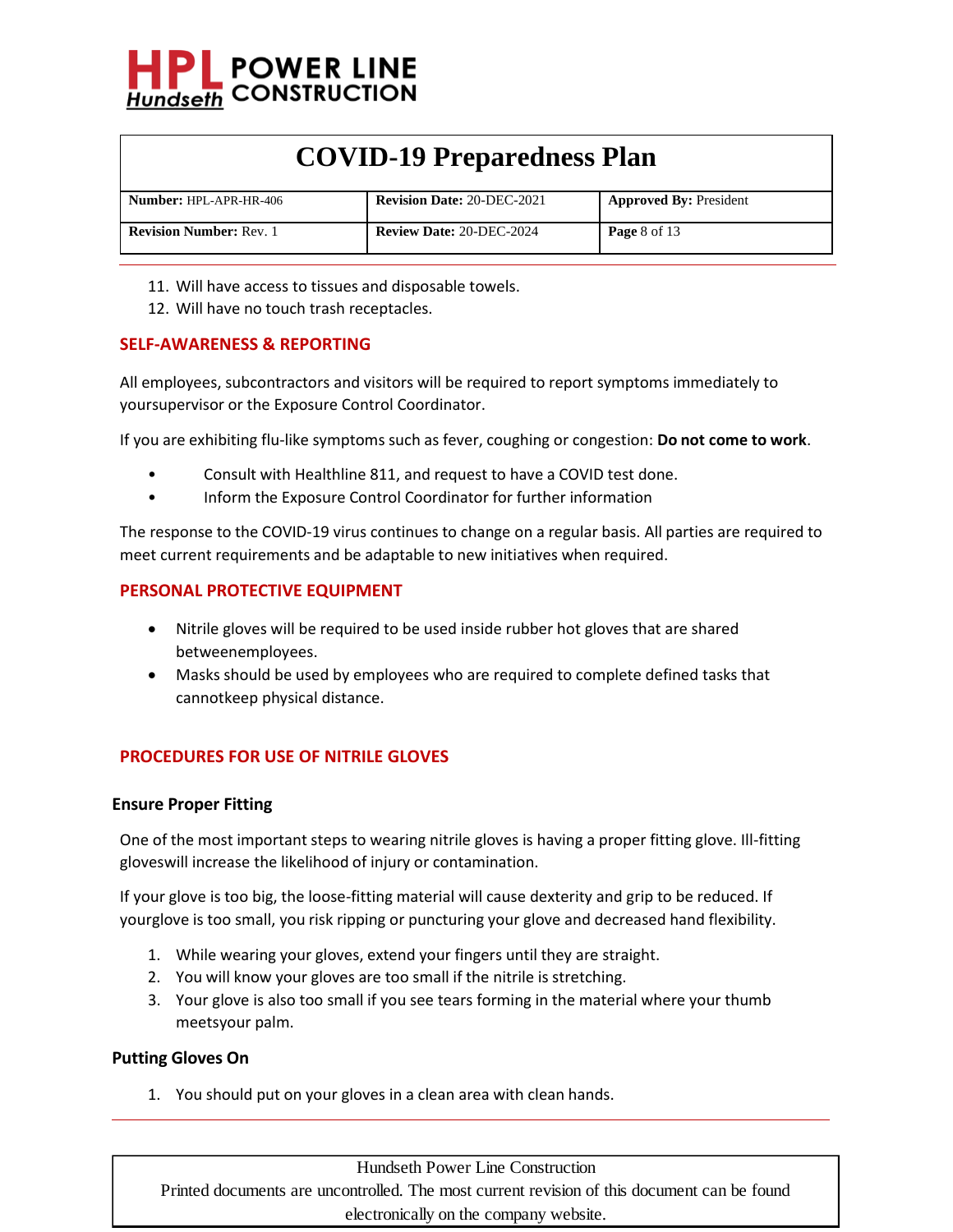11. Will have access to tissues and disposable towels.
12. Will have no touch trash receptacles.

## SELF-AWARENESS & REPORTING

All employees, subcontractors and visitors will be required to report symptoms immediately to yoursupervisor or the Exposure Control Coordinator.

If you are exhibiting flu-like symptoms such as fever, coughing or congestion: **Do not come to work**.

- Consult with Healthline 811, and request to have a COVID test done.
- Inform the Exposure Control Coordinator for further information

The response to the COVID-19 virus continues to change on a regular basis. All parties are required to meet current requirements and be adaptable to new initiatives when required.

## PERSONAL PROTECTIVE EQUIPMENT

- Nitrile gloves will be required to be used inside rubber hot gloves that are shared betweenemployees.
- Masks should be used by employees who are required to complete defined tasks that cannotkeep physical distance.

## PROCEDURES FOR USE OF NITRILE GLOVES

### Ensure Proper Fitting

One of the most important steps to wearing nitrile gloves is having a proper fitting glove. Ill-fitting gloveswill increase the likelihood of injury or contamination.

If your glove is too big, the loose-fitting material will cause dexterity and grip to be reduced. If yourglove is too small, you risk ripping or puncturing your glove and decreased hand flexibility.

1. While wearing your gloves, extend your fingers until they are straight.
2. You will know your gloves are too small if the nitrile is stretching.
3. Your glove is also too small if you see tears forming in the material where your thumb meetsyour palm.

### Putting Gloves On

1. You should put on your gloves in a clean area with clean hands.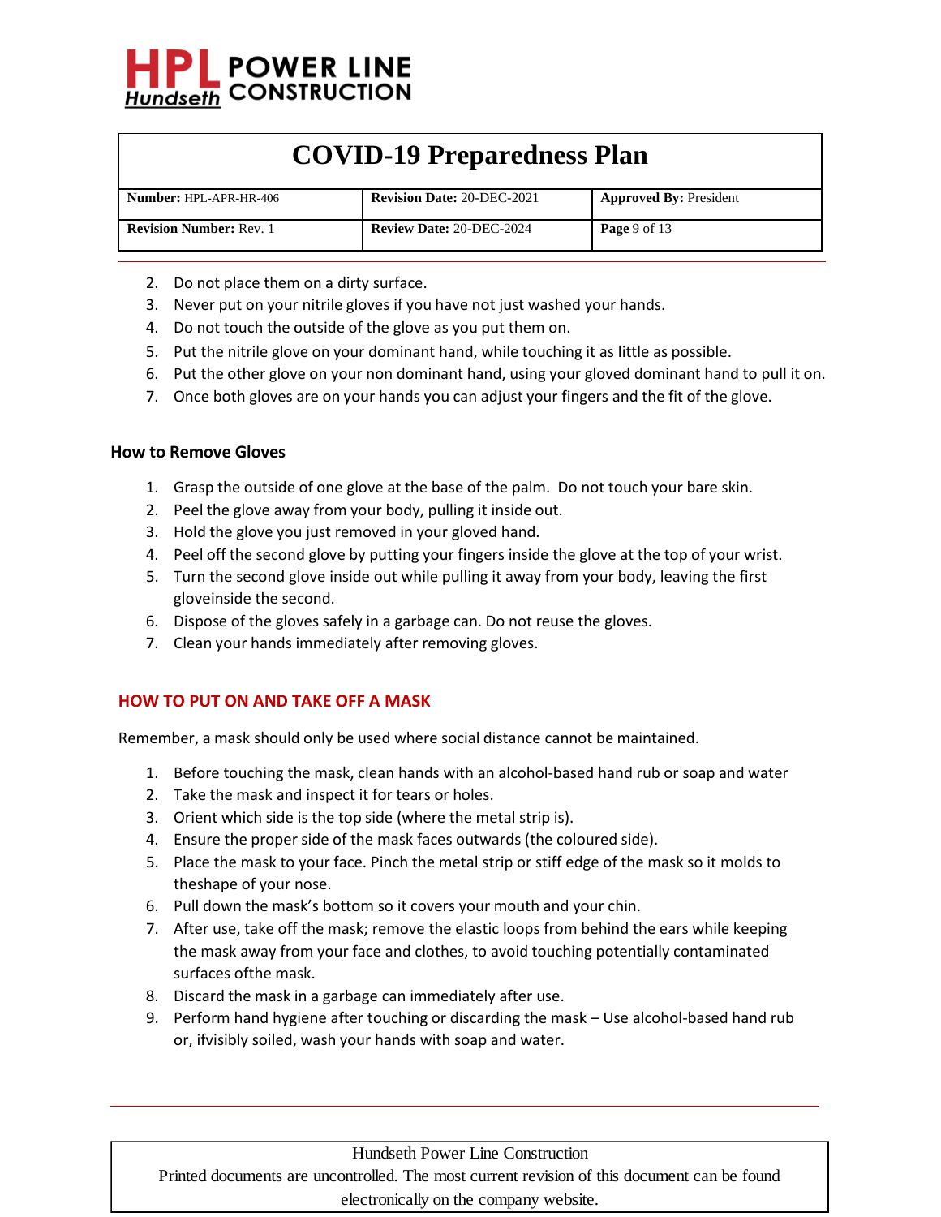2. Do not place them on a dirty surface.
3. Never put on your nitrile gloves if you have not just washed your hands.
4. Do not touch the outside of the glove as you put them on.
5. Put the nitrile glove on your dominant hand, while touching it as little as possible.
6. Put the other glove on your non dominant hand, using your gloved dominant hand to pull it on.
7. Once both gloves are on your hands you can adjust your fingers and the fit of the glove.

### How to Remove Gloves

1. Grasp the outside of one glove at the base of the palm. Do not touch your bare skin.
2. Peel the glove away from your body, pulling it inside out.
3. Hold the glove you just removed in your gloved hand.
4. Peel off the second glove by putting your fingers inside the glove at the top of your wrist.
5. Turn the second glove inside out while pulling it away from your body, leaving the first gloveinside the second.
6. Dispose of the gloves safely in a garbage can. Do not reuse the gloves.
7. Clean your hands immediately after removing gloves.

## HOW TO PUT ON AND TAKE OFF A MASK

Remember, a mask should only be used where social distance cannot be maintained.

1. Before touching the mask, clean hands with an alcohol-based hand rub or soap and water
2. Take the mask and inspect it for tears or holes.
3. Orient which side is the top side (where the metal strip is).
4. Ensure the proper side of the mask faces outwards (the coloured side).
5. Place the mask to your face. Pinch the metal strip or stiff edge of the mask so it molds to theshape of your nose.
6. Pull down the mask's bottom so it covers your mouth and your chin.
7. After use, take off the mask; remove the elastic loops from behind the ears while keeping the mask away from your face and clothes, to avoid touching potentially contaminated surfaces ofthe mask.
8. Discard the mask in a garbage can immediately after use.
9. Perform hand hygiene after touching or discarding the mask – Use alcohol-based hand rub or, ifvisibly soiled, wash your hands with soap and water.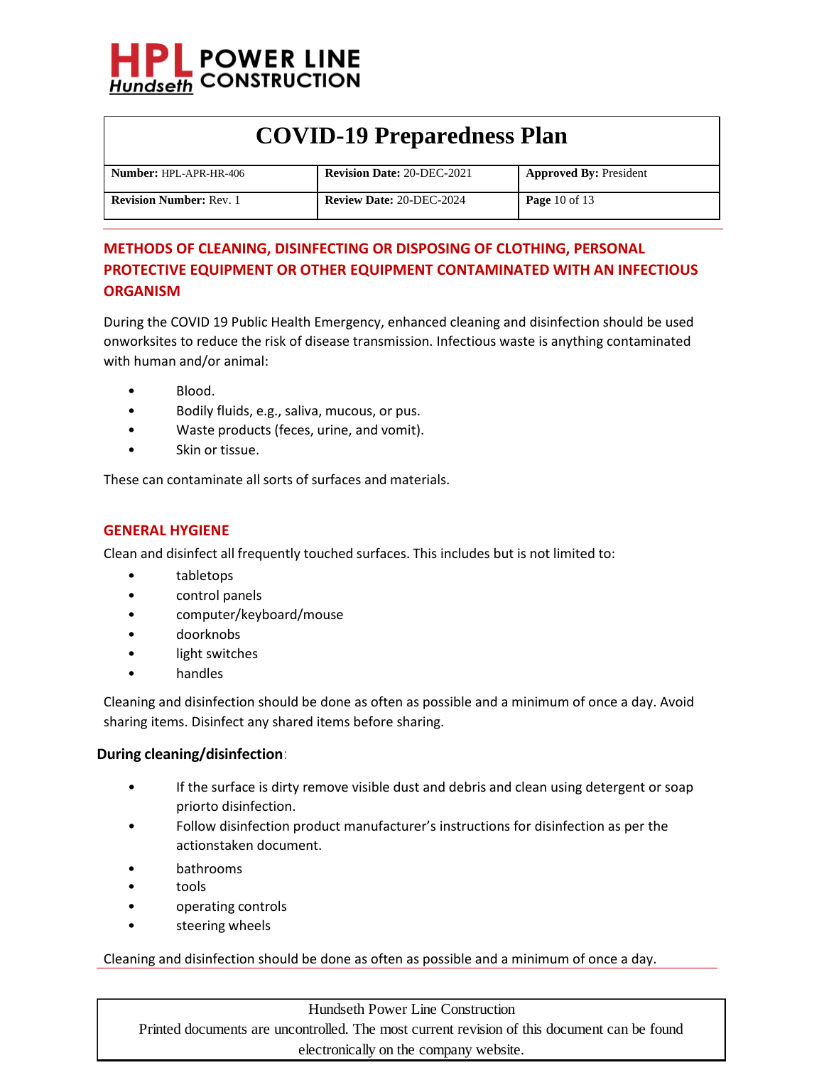## METHODS OF CLEANING, DISINFECTING OR DISPOSING OF CLOTHING, PERSONAL PROTECTIVE EQUIPMENT OR OTHER EQUIPMENT CONTAMINATED WITH AN INFECTIOUS ORGANISM

During the COVID 19 Public Health Emergency, enhanced cleaning and disinfection should be used onworksites to reduce the risk of disease transmission. Infectious waste is anything contaminated with human and/or animal:

- Blood.
- Bodily fluids, e.g., saliva, mucous, or pus.
- Waste products (feces, urine, and vomit).
- Skin or tissue.

These can contaminate all sorts of surfaces and materials.

## GENERAL HYGIENE

Clean and disinfect all frequently touched surfaces. This includes but is not limited to:

- tabletops
- control panels
- computer/keyboard/mouse
- doorknobs
- light switches
- handles

Cleaning and disinfection should be done as often as possible and a minimum of once a day. Avoid sharing items. Disinfect any shared items before sharing.

**During cleaning/disinfection**:

- If the surface is dirty remove visible dust and debris and clean using detergent or soap priorto disinfection.
- Follow disinfection product manufacturer's instructions for disinfection as per the actionstaken document.
- bathrooms
- tools
- operating controls
- steering wheels

Cleaning and disinfection should be done as often as possible and a minimum of once a day.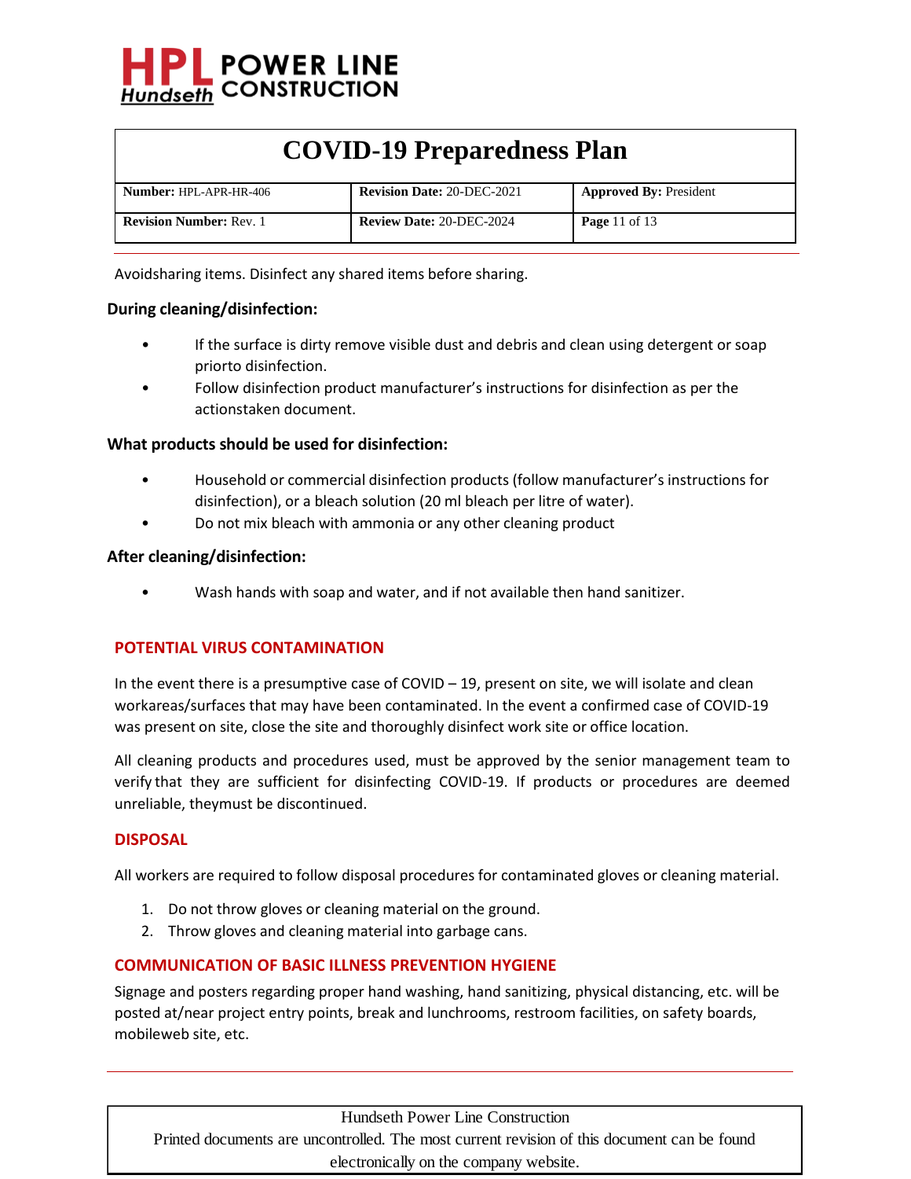Avoidsharing items. Disinfect any shared items before sharing.

### During cleaning/disinfection:

- If the surface is dirty remove visible dust and debris and clean using detergent or soap priorto disinfection.
- Follow disinfection product manufacturer's instructions for disinfection as per the actionstaken document.

### What products should be used for disinfection:

- Household or commercial disinfection products (follow manufacturer's instructions for disinfection), or a bleach solution (20 ml bleach per litre of water).
- Do not mix bleach with ammonia or any other cleaning product

### After cleaning/disinfection:

- Wash hands with soap and water, and if not available then hand sanitizer.

## POTENTIAL VIRUS CONTAMINATION

In the event there is a presumptive case of COVID – 19, present on site, we will isolate and clean workareas/surfaces that may have been contaminated. In the event a confirmed case of COVID-19 was present on site, close the site and thoroughly disinfect work site or office location.

All cleaning products and procedures used, must be approved by the senior management team to verify that they are sufficient for disinfecting COVID-19. If products or procedures are deemed unreliable, theymust be discontinued.

## DISPOSAL

All workers are required to follow disposal procedures for contaminated gloves or cleaning material.

1. Do not throw gloves or cleaning material on the ground.
2. Throw gloves and cleaning material into garbage cans.

## COMMUNICATION OF BASIC ILLNESS PREVENTION HYGIENE

Signage and posters regarding proper hand washing, hand sanitizing, physical distancing, etc. will be posted at/near project entry points, break and lunchrooms, restroom facilities, on safety boards, mobileweb site, etc.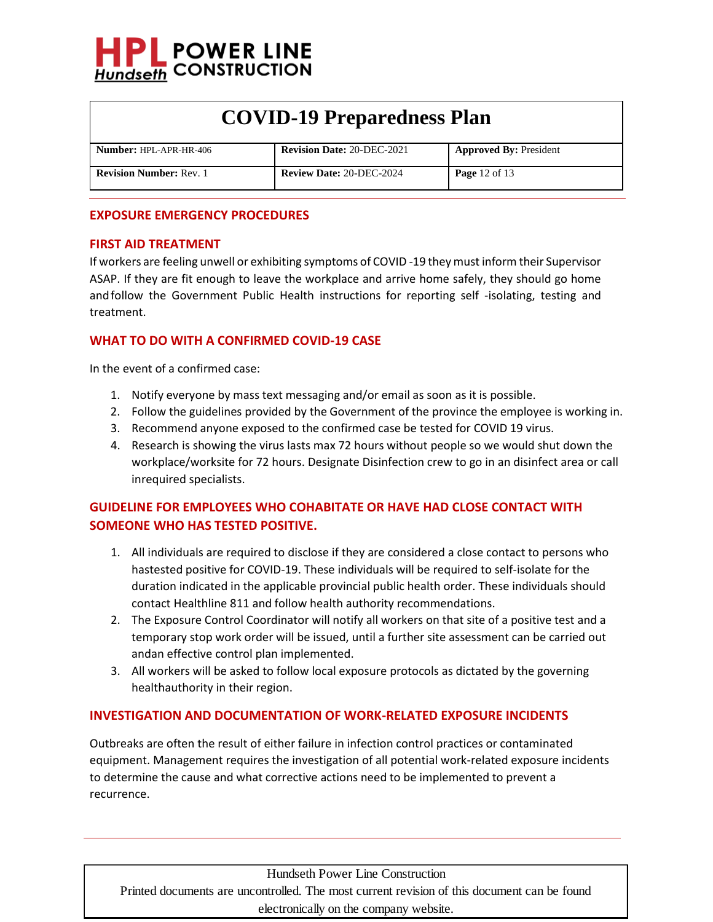## EXPOSURE EMERGENCY PROCEDURES

### FIRST AID TREATMENT

If workers are feeling unwell or exhibiting symptoms of COVID -19 they must inform their Supervisor ASAP. If they are fit enough to leave the workplace and arrive home safely, they should go home and follow the Government Public Health instructions for reporting self -isolating, testing and treatment.

### WHAT TO DO WITH A CONFIRMED COVID-19 CASE

In the event of a confirmed case:

1. Notify everyone by mass text messaging and/or email as soon as it is possible.
2. Follow the guidelines provided by the Government of the province the employee is working in.
3. Recommend anyone exposed to the confirmed case be tested for COVID 19 virus.
4. Research is showing the virus lasts max 72 hours without people so we would shut down the workplace/worksite for 72 hours. Designate Disinfection crew to go in an disinfect area or call inrequired specialists.

### GUIDELINE FOR EMPLOYEES WHO COHABITATE OR HAVE HAD CLOSE CONTACT WITH SOMEONE WHO HAS TESTED POSITIVE.

1. All individuals are required to disclose if they are considered a close contact to persons who hastested positive for COVID-19. These individuals will be required to self-isolate for the duration indicated in the applicable provincial public health order. These individuals should contact Healthline 811 and follow health authority recommendations.
2. The Exposure Control Coordinator will notify all workers on that site of a positive test and a temporary stop work order will be issued, until a further site assessment can be carried out andan effective control plan implemented.
3. All workers will be asked to follow local exposure protocols as dictated by the governing healthauthority in their region.

### INVESTIGATION AND DOCUMENTATION OF WORK-RELATED EXPOSURE INCIDENTS

Outbreaks are often the result of either failure in infection control practices or contaminated equipment. Management requires the investigation of all potential work-related exposure incidents to determine the cause and what corrective actions need to be implemented to prevent a recurrence.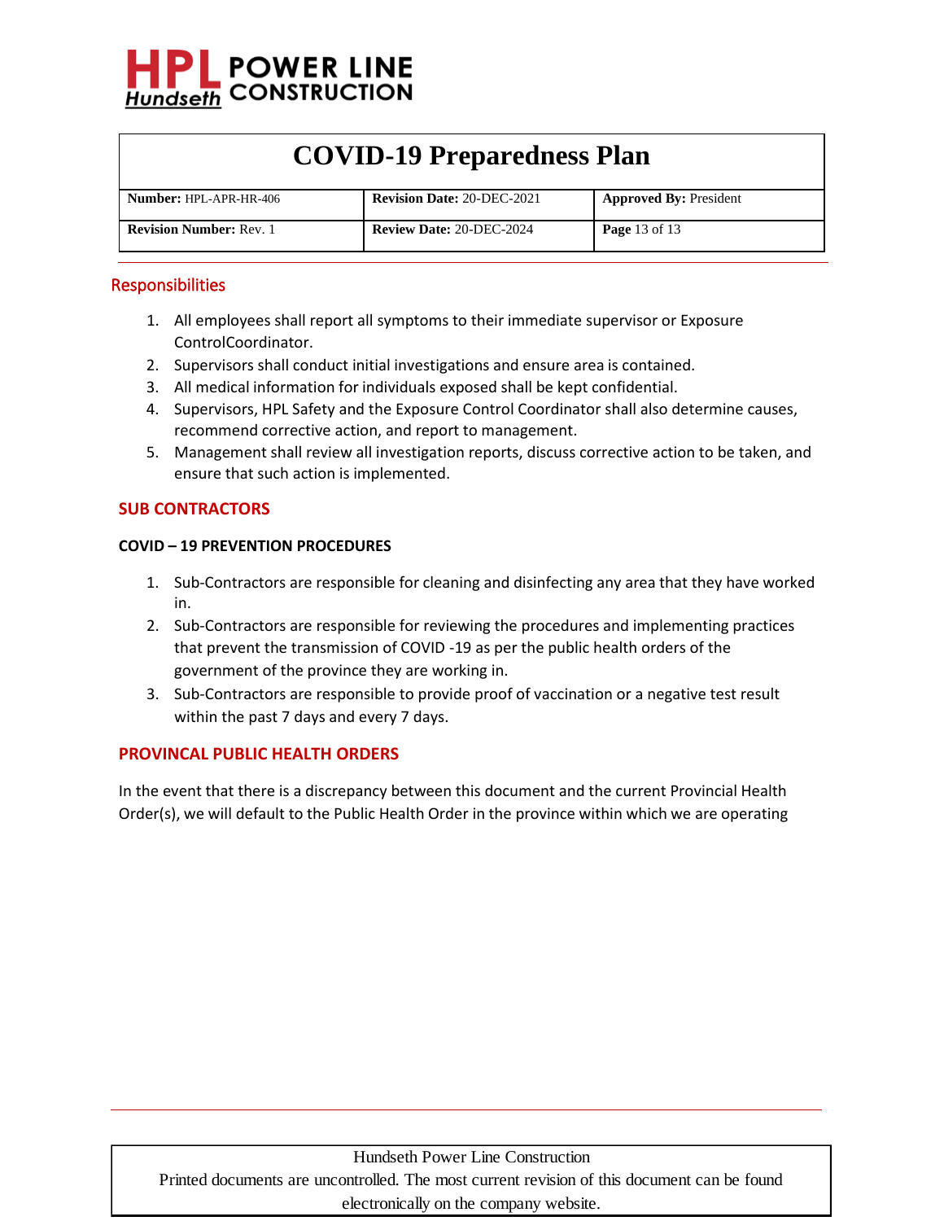## Responsibilities

1. All employees shall report all symptoms to their immediate supervisor or Exposure ControlCoordinator.
2. Supervisors shall conduct initial investigations and ensure area is contained.
3. All medical information for individuals exposed shall be kept confidential.
4. Supervisors, HPL Safety and the Exposure Control Coordinator shall also determine causes, recommend corrective action, and report to management.
5. Management shall review all investigation reports, discuss corrective action to be taken, and ensure that such action is implemented.

## SUB CONTRACTORS

### COVID – 19 PREVENTION PROCEDURES

1. Sub-Contractors are responsible for cleaning and disinfecting any area that they have worked in.
2. Sub-Contractors are responsible for reviewing the procedures and implementing practices that prevent the transmission of COVID -19 as per the public health orders of the government of the province they are working in.
3. Sub-Contractors are responsible to provide proof of vaccination or a negative test result within the past 7 days and every 7 days.

## PROVINCAL PUBLIC HEALTH ORDERS

In the event that there is a discrepancy between this document and the current Provincial Health Order(s), we will default to the Public Health Order in the province within which we are operating